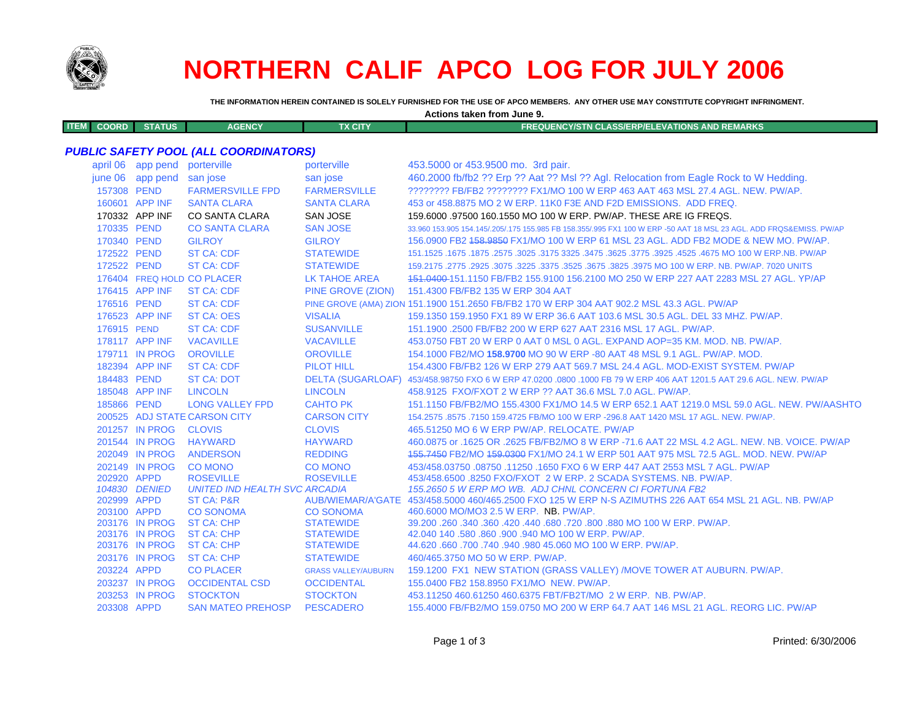# NORTHERN CALIF APCO LOG FOR JULY 2006

**THE INFORMATION HEREIN CONTAINED IS SOLELY FURNISHED FOR THE USE OF APCO MEMBERS. ANY OTHER USE MAY CONSTITUTE COPYRIGHT INFRINGMENT.**

**Actions taken from June 9.**

***PUBLIC SAFETY POOL (ALL COORDINATORS)***

| ITEM COORD | STATUS | AGENCY | TX CITY | FREQUENCY/STN CLASS/ERP/ELEVATIONS AND REMARKS |
|---|---|---|---|---|
| april 06 | app pend | porterville | porterville | 453.5000 or 453.9500 mo. 3rd pair. |
| june 06 | app pend | san jose | san jose | 460.2000 fb/fb2 ?? Erp ?? Aat ?? Msl ?? Agl. Relocation from Eagle Rock to W Hedding. |
| 157308 | PEND | FARMERSVILLE FPD | FARMERSVILLE | ???????? FB/FB2 ???????? FX1/MO 100 W ERP 463 AAT 463 MSL 27.4 AGL. NEW. PW/AP. |
| 160601 | APP INF | SANTA CLARA | SANTA CLARA | 453 or 458.8875 MO 2 W ERP. 11K0 F3E AND F2D EMISSIONS. ADD FREQ. |
| 170332 | APP INF | CO SANTA CLARA | SAN JOSE | 159.6000 .97500 160.1550 MO 100 W ERP. PW/AP. THESE ARE IG FREQS. |
| 170335 | PEND | CO SANTA CLARA | SAN JOSE | 33.960 153.905 154.145/.205/.175 155.985 FB 158.355/.995 FX1 100 W ERP -50 AAT 18 MSL 23 AGL. ADD FRQS&EMISS. PW/AP |
| 170340 | PEND | GILROY | GILROY | 156.0900 FB2 ~~158.9850~~ FX1/MO 100 W ERP 61 MSL 23 AGL. ADD FB2 MODE & NEW MO. PW/AP. |
| 172522 | PEND | ST CA: CDF | STATEWIDE | 151.1525 .1675 .1875 .2575 .3025 .3175 3325 .3475 .3625 .3775 .3925 .4525 .4675 MO 100 W ERP.NB. PW/AP |
| 172522 | PEND | ST CA: CDF | STATEWIDE | 159.2175 .2775 .2925 .3075 .3225 .3375 .3525 .3675 .3825 .3975 MO 100 W ERP. NB. PW/AP. 7020 UNITS |
| 176404 | FREQ HOLD | CO PLACER | LK TAHOE AREA | ~~151.0400~~ 151.1150 FB/FB2 155.9100 156.2100 MO 250 W ERP 227 AAT 2283 MSL 27 AGL. YP/AP |
| 176415 | APP INF | ST CA: CDF | PINE GROVE (ZION) | 151.4300 FB/FB2 135 W ERP 304 AAT |
| 176516 | PEND | ST CA: CDF | PINE GROVE (AMA) ZION | 151.1900 151.2650 FB/FB2 170 W ERP 304 AAT 902.2 MSL 43.3 AGL. PW/AP |
| 176523 | APP INF | ST CA: OES | VISALIA | 159.1350 159.1950 FX1 89 W ERP 36.6 AAT 103.6 MSL 30.5 AGL. DEL 33 MHZ. PW/AP. |
| 176915 | PEND | ST CA: CDF | SUSANVILLE | 151.1900 .2500 FB/FB2 200 W ERP 627 AAT 2316 MSL 17 AGL. PW/AP. |
| 178117 | APP INF | VACAVILLE | VACAVILLE | 453.0750 FBT 20 W ERP 0 AAT 0 MSL 0 AGL. EXPAND AOP=35 KM. MOD. NB. PW/AP. |
| 179711 | IN PROG | OROVILLE | OROVILLE | 154.1000 FB2/MO **158.9700** MO 90 W ERP -80 AAT 48 MSL 9.1 AGL. PW/AP. MOD. |
| 182394 | APP INF | ST CA: CDF | PILOT HILL | 154.4300 FB/FB2 126 W ERP 279 AAT 569.7 MSL 24.4 AGL. MOD-EXIST SYSTEM. PW/AP |
| 184483 | PEND | ST CA: DOT | DELTA (SUGARLOAF) | 453/458.98750 FXO 6 W ERP 47.0200 .0800 .1000 FB 79 W ERP 406 AAT 1201.5 AAT 29.6 AGL. NEW. PW/AP |
| 185048 | APP INF | LINCOLN | LINCOLN | 458.9125 FXO/FXOT 2 W ERP ?? AAT 36.6 MSL 7.0 AGL. PW/AP. |
| 185866 | PEND | LONG VALLEY FPD | CAHTO PK | 151.1150 FB/FB2/MO 155.4300 FX1/MO 14.5 W ERP 652.1 AAT 1219.0 MSL 59.0 AGL. NEW. PW/AASHTO |
| 200525 | ADJ STATE | CARSON CITY | CARSON CITY | 154.2575 .8575 .7150 159.4725 FB/MO 100 W ERP -296.8 AAT 1420 MSL 17 AGL. NEW. PW/AP. |
| 201257 | IN PROG | CLOVIS | CLOVIS | 465.51250 MO 6 W ERP PW/AP. RELOCATE. PW/AP |
| 201544 | IN PROG | HAYWARD | HAYWARD | 460.0875 or .1625 OR .2625 FB/FB2/MO 8 W ERP -71.6 AAT 22 MSL 4.2 AGL. NEW. NB. VOICE. PW/AP |
| 202049 | IN PROG | ANDERSON | REDDING | ~~155.7450~~ FB2/MO ~~159.0300~~ FX1/MO 24.1 W ERP 501 AAT 975 MSL 72.5 AGL. MOD. NEW. PW/AP |
| 202149 | IN PROG | CO MONO | CO MONO | 453/458.03750 .08750 .11250 .1650 FXO 6 W ERP 447 AAT 2553 MSL 7 AGL. PW/AP |
| 202920 | APPD | ROSEVILLE | ROSEVILLE | 453/458.6500 .8250 FXO/FXOT 2 W ERP. 2 SCADA SYSTEMS. NB. PW/AP. |
| *104830* | *DENIED* | *UNITED IND HEALTH SVC* | *ARCADIA* | *155.2650 5 W ERP MO WB. ADJ CHNL CONCERN CI FORTUNA FB2* |
| 202999 | APPD | ST CA: P&R | AUB/WIEMAR/A'GATE | 453/458.5000 460/465.2500 FXO 125 W ERP N-S AZIMUTHS 226 AAT 654 MSL 21 AGL. NB. PW/AP |
| 203100 | APPD | CO SONOMA | CO SONOMA | 460.6000 MO/MO3 2.5 W ERP. NB. PW/AP. |
| 203176 | IN PROG | ST CA: CHP | STATEWIDE | 39.200 .260 .340 .360 .420 .440 .680 .720 .800 .880 MO 100 W ERP. PW/AP. |
| 203176 | IN PROG | ST CA: CHP | STATEWIDE | 42.040 140 .580 .860 .900 .940 MO 100 W ERP. PW/AP. |
| 203176 | IN PROG | ST CA: CHP | STATEWIDE | 44.620 .660 .700 .740 .940 .980 45.060 MO 100 W ERP. PW/AP. |
| 203176 | IN PROG | ST CA: CHP | STATEWIDE | 460/465.3750 MO 50 W ERP. PW/AP. |
| 203224 | APPD | CO PLACER | GRASS VALLEY/AUBURN | 159.1200 FX1 NEW STATION (GRASS VALLEY) /MOVE TOWER AT AUBURN. PW/AP. |
| 203237 | IN PROG | OCCIDENTAL CSD | OCCIDENTAL | 155.0400 FB2 158.8950 FX1/MO NEW. PW/AP. |
| 203253 | IN PROG | STOCKTON | STOCKTON | 453.11250 460.61250 460.6375 FBT/FB2T/MO 2 W ERP. NB. PW/AP. |
| 203308 | APPD | SAN MATEO PREHOSP | PESCADERO | 155.4000 FB/FB2/MO 159.0750 MO 200 W ERP 64.7 AAT 146 MSL 21 AGL. REORG LIC. PW/AP |

Printed: 6/30/2006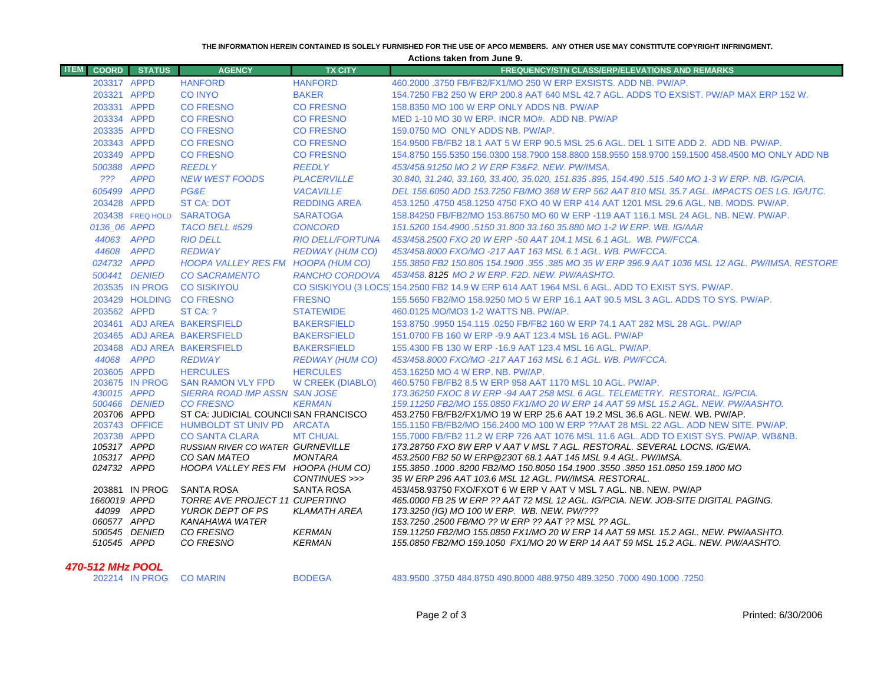THE INFORMATION HEREIN CONTAINED IS SOLELY FURNISHED FOR THE USE OF APCO MEMBERS. ANY OTHER USE MAY CONSTITUTE COPYRIGHT INFRINGMENT.

**Actions taken from June 9.**

| ITEM | COORD | STATUS | AGENCY | TX CITY | FREQUENCY/STN CLASS/ERP/ELEVATIONS AND REMARKS |
|---|---|---|---|---|---|
| | 203317 | APPD | HANFORD | HANFORD | 460.2000 .3750 FB/FB2/FX1/MO 250 W ERP EXSISTS. ADD NB. PW/AP. |
| | 203321 | APPD | CO INYO | BAKER | 154.7250 FB2 250 W ERP 200.8 AAT 640 MSL 42.7 AGL. ADDS TO EXSIST. PW/AP MAX ERP 152 W. |
| | 203331 | APPD | CO FRESNO | CO FRESNO | 158.8350 MO 100 W ERP ONLY ADDS NB. PW/AP |
| | 203334 | APPD | CO FRESNO | CO FRESNO | MED 1-10 MO 30 W ERP. INCR MO#. ADD NB. PW/AP |
| | 203335 | APPD | CO FRESNO | CO FRESNO | 159.0750 MO ONLY ADDS NB. PW/AP. |
| | 203343 | APPD | CO FRESNO | CO FRESNO | 154.9500 FB/FB2 18.1 AAT 5 W ERP 90.5 MSL 25.6 AGL. DEL 1 SITE ADD 2. ADD NB. PW/AP. |
| | 203349 | APPD | CO FRESNO | CO FRESNO | 154.8750 155.5350 156.0300 158.7900 158.8800 158.9550 158.9700 159.1500 458.4500 MO ONLY ADD NB |
| | *500388* | *APPD* | *REEDLY* | *REEDLY* | *453/458.91250 MO 2 W ERP F3&F2. NEW. PW/IMSA.* |
| | *???* | *APPD* | *NEW WEST FOODS* | *PLACERVILLE* | *30.840, 31.240, 33.160, 33.400, 35.020, 151.835 .895, 154.490 .515 .540 MO 1-3 W ERP. NB. IG/PCIA.* |
| | *605499* | *APPD* | *PG&E* | *VACAVILLE* | *DEL 156.6050 ADD 153.7250 FB/MO 368 W ERP 562 AAT 810 MSL 35.7 AGL. IMPACTS OES LG. IG/UTC.* |
| | 203428 | APPD | ST CA: DOT | REDDING AREA | 453.1250 .4750 458.1250 4750 FXO 40 W ERP 414 AAT 1201 MSL 29.6 AGL. NB. MODS. PW/AP. |
| | 203438 | FREQ HOLD | SARATOGA | SARATOGA | 158.84250 FB/FB2/MO 153.86750 MO 60 W ERP -119 AAT 116.1 MSL 24 AGL. NB. NEW. PW/AP. |
| | *0136_06* | *APPD* | *TACO BELL #529* | *CONCORD* | *151.5200 154.4900 .5150 31.800 33.160 35.880 MO 1-2 W ERP. WB. IG/AAR* |
| | *44063* | *APPD* | *RIO DELL* | *RIO DELL/FORTUNA* | *453/458.2500 FXO 20 W ERP -50 AAT 104.1 MSL 6.1 AGL. WB. PW/FCCA.* |
| | *44608* | *APPD* | *REDWAY* | *REDWAY (HUM CO)* | *453/458.8000 FXO/MO -217 AAT 163 MSL 6.1 AGL. WB. PW/FCCA.* |
| | *024732* | *APPD* | *HOOPA VALLEY RES FM* | *HOOPA (HUM CO)* | *155.3850 FB2 150.805 154.1900 .355 .385 MO 35 W ERP 396.9 AAT 1036 MSL 12 AGL. PW/IMSA. RESTORE* |
| | *500441* | *DENIED* | *CO SACRAMENTO* | *RANCHO CORDOVA* | *453/458.8125 MO 2 W ERP. F2D. NEW. PW/AASHTO.* |
| | 203535 | IN PROG | CO SISKIYOU | CO SISKIYOU (3 LOCS) | 154.2500 FB2 14.9 W ERP 614 AAT 1964 MSL 6 AGL. ADD TO EXIST SYS. PW/AP. |
| | 203429 | HOLDING | CO FRESNO | FRESNO | 155.5650 FB2/MO 158.9250 MO 5 W ERP 16.1 AAT 90.5 MSL 3 AGL. ADDS TO SYS. PW/AP. |
| | 203562 | APPD | ST CA: ? | STATEWIDE | 460.0125 MO/MO3 1-2 WATTS NB. PW/AP. |
| | 203461 | ADJ AREA | BAKERSFIELD | BAKERSFIELD | 153.8750 .9950 154.115 .0250 FB/FB2 160 W ERP 74.1 AAT 282 MSL 28 AGL. PW/AP |
| | 203465 | ADJ AREA | BAKERSFIELD | BAKERSFIELD | 151.0700 FB 160 W ERP -9.9 AAT 123.4 MSL 16 AGL. PW/AP |
| | 203468 | ADJ AREA | BAKERSFIELD | BAKERSFIELD | 155.4300 FB 130 W ERP -16.9 AAT 123.4 MSL 16 AGL. PW/AP. |
| | *44068* | *APPD* | *REDWAY* | *REDWAY (HUM CO)* | *453/458.8000 FXO/MO -217 AAT 163 MSL 6.1 AGL. WB. PW/FCCA.* |
| | 203605 | APPD | HERCULES | HERCULES | 453.16250 MO 4 W ERP. NB. PW/AP. |
| | 203675 | IN PROG | SAN RAMON VLY FPD | W CREEK (DIABLO) | 460.5750 FB/FB2 8.5 W ERP 958 AAT 1170 MSL 10 AGL. PW/AP. |
| | *430015* | *APPD* | *SIERRA ROAD IMP ASSN* | *SAN JOSE* | *173.36250 FXOC 8 W ERP -94 AAT 258 MSL 6 AGL. TELEMETRY. RESTORAL. IG/PCIA.* |
| | *500466* | *DENIED* | *CO FRESNO* | *KERMAN* | *159.11250 FB2/MO 155.0850 FX1/MO 20 W ERP 14 AAT 59 MSL 15.2 AGL. NEW. PW/AASHTO.* |
| | 203706 | APPD | ST CA: JUDICIAL COUNCIL | SAN FRANCISCO | 453.2750 FB/FB2/FX1/MO 19 W ERP 25.6 AAT 19.2 MSL 36.6 AGL. NEW. WB. PW/AP. |
| | 203743 | OFFICE | HUMBOLDT ST UNIV PD | ARCATA | 155.1150 FB/FB2/MO 156.2400 MO 100 W ERP ??AAT 28 MSL 22 AGL. ADD NEW SITE. PW/AP. |
| | 203738 | APPD | CO SANTA CLARA | MT CHUAL | 155.7000 FB/FB2 11.2 W ERP 726 AAT 1076 MSL 11.6 AGL. ADD TO EXIST SYS. PW/AP. WB&NB. |
| | *105317* | *APPD* | *RUSSIAN RIVER CO WATER* | *GURNEVILLE* | *173.28750 FXO 8W ERP V AAT V MSL 7 AGL. RESTORAL. SEVERAL LOCNS. IG/EWA.* |
| | *105317* | *APPD* | *CO SAN MATEO* | *MONTARA* | *453.2500 FB2 50 W ERP@230T 68.1 AAT 145 MSL 9.4 AGL. PW/IMSA.* |
| | *024732* | *APPD* | *HOOPA VALLEY RES FM* | *HOOPA (HUM CO)* | *155.3850 .1000 .8200 FB2/MO 150.8050 154.1900 .3550 .3850 151.0850 159.1800 MO* |
| | | | | *CONTINUES >>>* | *35 W ERP 296 AAT 103.6 MSL 12 AGL. PW/IMSA. RESTORAL.* |
| | 203881 | IN PROG | SANTA ROSA | SANTA ROSA | 453/458.93750 FXO/FXOT 6 W ERP V AAT V MSL 7 AGL. NB. NEW. PW/AP |
| | *1660019* | *APPD* | *TORRE AVE PROJECT 11* | *CUPERTINO* | *465.0000 FB 25 W ERP ?? AAT 72 MSL 12 AGL. IG/PCIA. NEW. JOB-SITE DIGITAL PAGING.* |
| | *44099* | *APPD* | *YUROK DEPT OF PS* | *KLAMATH AREA* | *173.3250 (IG) MO 100 W ERP. WB. NEW. PW/???* |
| | *060577* | *APPD* | *KANAHAWA WATER* | | *153.7250 .2500 FB/MO ?? W ERP ?? AAT ?? MSL ?? AGL.* |
| | *500545* | *DENIED* | *CO FRESNO* | *KERMAN* | *159.11250 FB2/MO 155.0850 FX1/MO 20 W ERP 14 AAT 59 MSL 15.2 AGL. NEW. PW/AASHTO.* |
| | *510545* | *APPD* | *CO FRESNO* | *KERMAN* | *155.0850 FB2/MO 159.1050 FX1/MO 20 W ERP 14 AAT 59 MSL 15.2 AGL. NEW. PW/AASHTO.* |

***470-512 MHz POOL***

| ITEM | COORD | STATUS | AGENCY | TX CITY | FREQUENCY/STN CLASS/ERP/ELEVATIONS AND REMARKS |
|---|---|---|---|---|---|
| | 202214 | IN PROG | CO MARIN | BODEGA | 483.9500 .3750 484.8750 490.8000 488.9750 489.3250 .7000 490.1000 .7250 |

Printed: 6/30/2006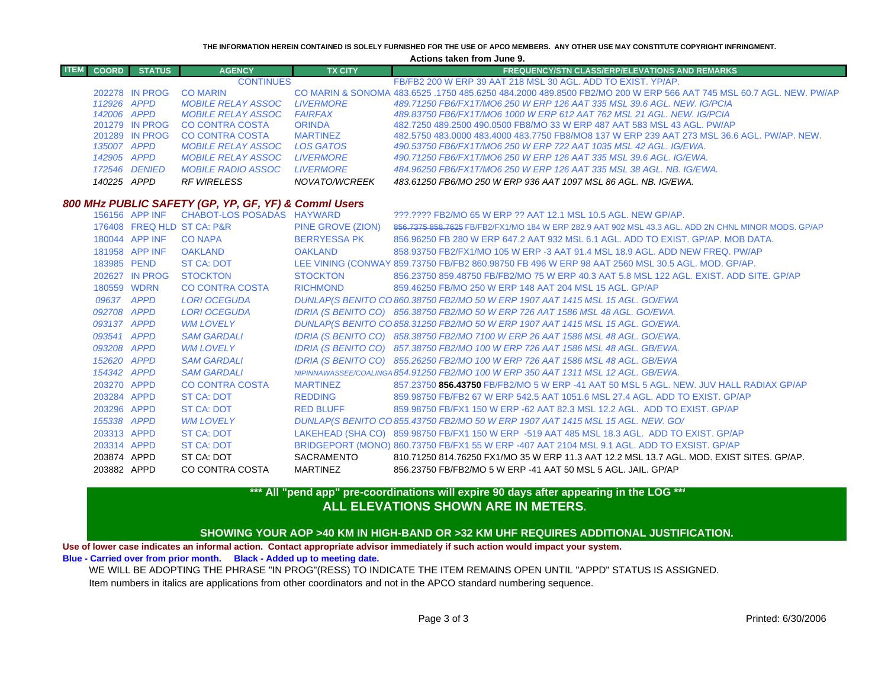THE INFORMATION HEREIN CONTAINED IS SOLELY FURNISHED FOR THE USE OF APCO MEMBERS. ANY OTHER USE MAY CONSTITUTE COPYRIGHT INFRINGMENT.

**Actions taken from June 9.**

| ITEM | COORD | STATUS | AGENCY | TX CITY | FREQUENCY/STN CLASS/ERP/ELEVATIONS AND REMARKS |
|---|---|---|---|---|---|
| | | | CONTINUES | | FB/FB2 200 W ERP 39 AAT 218 MSL 30 AGL. ADD TO EXIST. YP/AP. |
| | 202278 | IN PROG | CO MARIN | CO MARIN & SONOMA | 483.6525 .1750 485.6250 484.2000 489.8500 FB2/MO 200 W ERP 566 AAT 745 MSL 60.7 AGL. NEW. PW/AP |
| | *112926* | *APPD* | *MOBILE RELAY ASSOC* | *LIVERMORE* | *489.71250 FB6/FX1T/MO6 250 W ERP 126 AAT 335 MSL 39.6 AGL. NEW. IG/PCIA* |
| | *142006* | *APPD* | *MOBILE RELAY ASSOC* | *FAIRFAX* | *489.83750 FB6/FX1T/MO6 1000 W ERP 612 AAT 762 MSL 21 AGL. NEW. IG/PCIA* |
| | 201279 | IN PROG | CO CONTRA COSTA | ORINDA | 482.7250 489.2500 490.0500 FB8/MO 33 W ERP 487 AAT 583 MSL 43 AGL. PW/AP |
| | 201289 | IN PROG | CO CONTRA COSTA | MARTINEZ | 482.5750 483.0000 483.4000 483.7750 FB8/MO8 137 W ERP 239 AAT 273 MSL 36.6 AGL. PW/AP. NEW. |
| | *135007* | *APPD* | *MOBILE RELAY ASSOC* | *LOS GATOS* | *490.53750 FB6/FX1T/MO6 250 W ERP 722 AAT 1035 MSL 42 AGL. IG/EWA.* |
| | *142905* | *APPD* | *MOBILE RELAY ASSOC* | *LIVERMORE* | *490.71250 FB6/FX1T/MO6 250 W ERP 126 AAT 335 MSL 39.6 AGL. IG/EWA.* |
| | *172546* | *DENIED* | *MOBILE RADIO ASSOC* | *LIVERMORE* | *484.96250 FB6/FX1T/MO6 250 W ERP 126 AAT 335 MSL 38 AGL. NB. IG/EWA.* |
| | *140225* | *APPD* | *RF WIRELESS* | *NOVATO/WCREEK* | *483.61250 FB6/MO 250 W ERP 936 AAT 1097 MSL 86 AGL. NB. IG/EWA.* |

### *800 MHz PUBLIC SAFETY (GP, YP, GF, YF) & Comml Users*

| ITEM | COORD | STATUS | AGENCY | TX CITY | FREQUENCY/STN CLASS/ERP/ELEVATIONS AND REMARKS |
|---|---|---|---|---|---|
| | 156156 | APP INF | CHABOT-LOS POSADAS | HAYWARD | ???.???? FB2/MO 65 W ERP ?? AAT 12.1 MSL 10.5 AGL. NEW GP/AP. |
| | 176408 | FREQ HLD | ST CA: P&R | PINE GROVE (ZION) | ~~856.7375 858.7625~~ FB/FB2/FX1/MO 184 W ERP 282.9 AAT 902 MSL 43.3 AGL. ADD 2N CHNL MINOR MODS. GP/AP |
| | 180044 | APP INF | CO NAPA | BERRYESSA PK | 856.96250 FB 280 W ERP 647.2 AAT 932 MSL 6.1 AGL. ADD TO EXIST. GP/AP. MOB DATA. |
| | 181958 | APP INF | OAKLAND | OAKLAND | 858.93750 FB2/FX1/MO 105 W ERP -3 AAT 91.4 MSL 18.9 AGL. ADD NEW FREQ. PW/AP |
| | 183985 | PEND | ST CA: DOT | LEE VINING (CONWAY | 859.73750 FB/FB2 860.98750 FB 496 W ERP 98 AAT 2560 MSL 30.5 AGL. MOD. GP/AP. |
| | 202627 | IN PROG | STOCKTON | STOCKTON | 856.23750 859.48750 FB/FB2/MO 75 W ERP 40.3 AAT 5.8 MSL 122 AGL. EXIST. ADD SITE. GP/AP |
| | 180559 | WDRN | CO CONTRA COSTA | RICHMOND | 859.46250 FB/MO 250 W ERP 148 AAT 204 MSL 15 AGL. GP/AP |
| | *09637* | *APPD* | *LORI OCEGUDA* | *DUNLAP(S BENITO CO* | *860.38750 FB2/MO 50 W ERP 1907 AAT 1415 MSL 15 AGL. GO/EWA* |
| | *092708* | *APPD* | *LORI OCEGUDA* | *IDRIA (S BENITO CO)* | *856.38750 FB2/MO 50 W ERP 726 AAT 1586 MSL 48 AGL. GO/EWA.* |
| | *093137* | *APPD* | *WM LOVELY* | *DUNLAP(S BENITO CO* | *858.31250 FB2/MO 50 W ERP 1907 AAT 1415 MSL 15 AGL. GO/EWA.* |
| | *093541* | *APPD* | *SAM GARDALI* | *IDRIA (S BENITO CO)* | *858.38750 FB2/MO 7100 W ERP 26 AAT 1586 MSL 48 AGL. GO/EWA.* |
| | *093208* | *APPD* | *WM LOVELY* | *IDRIA (S BENITO CO)* | *857.38750 FB2/MO 100 W ERP 726 AAT 1586 MSL 48 AGL. GB/EWA.* |
| | *152620* | *APPD* | *SAM GARDALI* | *IDRIA (S BENITO CO)* | *855.26250 FB2/MO 100 W ERP 726 AAT 1586 MSL 48 AGL. GB/EWA* |
| | *154342* | *APPD* | *SAM GARDALI* | *NIPINNAWASSEE/COALINGA* | *854.91250 FB2/MO 100 W ERP 350 AAT 1311 MSL 12 AGL. GB/EWA.* |
| | 203270 | APPD | CO CONTRA COSTA | MARTINEZ | 857.23750 **856.43750** FB/FB2/MO 5 W ERP -41 AAT 50 MSL 5 AGL. NEW. JUV HALL RADIAX GP/AP |
| | 203284 | APPD | ST CA: DOT | REDDING | 859.98750 FB/FB2 67 W ERP 542.5 AAT 1051.6 MSL 27.4 AGL. ADD TO EXIST. GP/AP |
| | 203296 | APPD | ST CA: DOT | RED BLUFF | 859.98750 FB/FX1 150 W ERP -62 AAT 82.3 MSL 12.2 AGL. ADD TO EXIST. GP/AP |
| | *155338* | *APPD* | *WM LOVELY* | *DUNLAP(S BENITO CO* | *855.43750 FB2/MO 50 W ERP 1907 AAT 1415 MSL 15 AGL. NEW. GO/* |
| | 203313 | APPD | ST CA: DOT | LAKEHEAD (SHA CO) | 859.98750 FB/FX1 150 W ERP -519 AAT 485 MSL 18.3 AGL. ADD TO EXIST. GP/AP |
| | 203314 | APPD | ST CA: DOT | BRIDGEPORT (MONO) | 860.73750 FB/FX1 55 W ERP -407 AAT 2104 MSL 9.1 AGL. ADD TO EXSIST. GP/AP |
| | 203874 | APPD | ST CA: DOT | SACRAMENTO | 810.71250 814.76250 FX1/MO 35 W ERP 11.3 AAT 12.2 MSL 13.7 AGL. MOD. EXIST SITES. GP/AP. |
| | 203882 | APPD | CO CONTRA COSTA | MARTINEZ | 856.23750 FB/FB2/MO 5 W ERP -41 AAT 50 MSL 5 AGL. JAIL. GP/AP |

**\*\*\* All "pend app" pre-coordinations will expire 90 days after appearing in the LOG \*\*\***

**ALL ELEVATIONS SHOWN ARE IN METERS.**

**SHOWING YOUR AOP >40 KM IN HIGH-BAND OR >32 KM UHF REQUIRES ADDITIONAL JUSTIFICATION.**

**Use of lower case indicates an informal action. Contact appropriate advisor immediately if such action would impact your system.**

**Blue - Carried over from prior month. Black - Added up to meeting date.**

WE WILL BE ADOPTING THE PHRASE "IN PROG"(RESS) TO INDICATE THE ITEM REMAINS OPEN UNTIL "APPD" STATUS IS ASSIGNED.

Item numbers in italics are applications from other coordinators and not in the APCO standard numbering sequence.

Printed: 6/30/2006